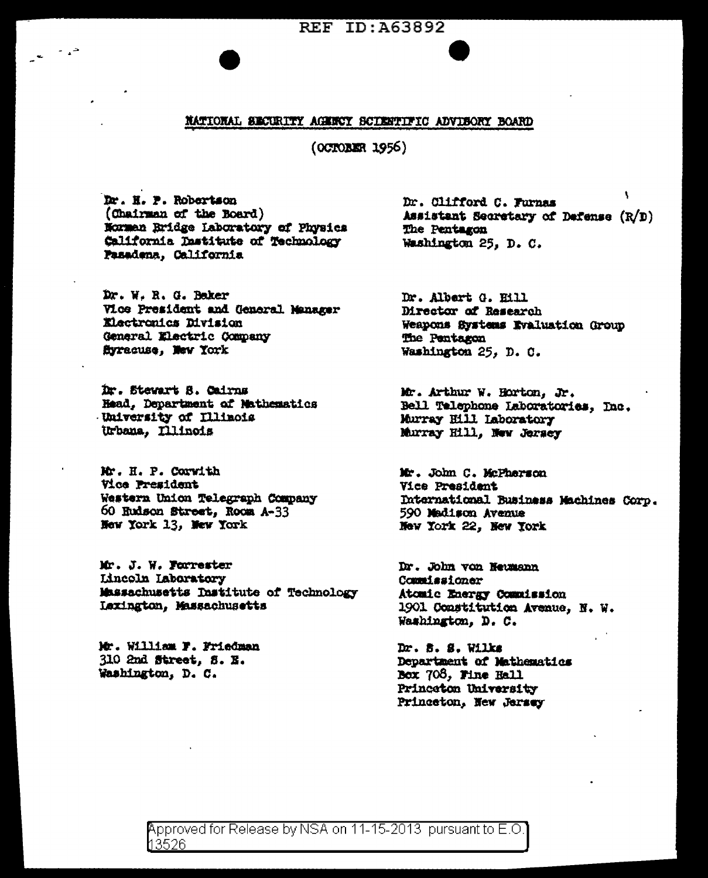REF ID:A63892

## NATIONAL SECURITY AGENCY SCIENTIFIC ADVISORY BOARD

(OCTOBER 1956)

Dr. H. P. Robertson
(Chairman of the Board)
Norman Bridge Laboratory of Physics
California Institute of Technology
Pasadena, California

Dr. W. R. G. Baker
Vice President and General Manager
Electronics Division
General Electric Company
Syracuse, New York

Dr. Stewart S. Cairns
Head, Department of Mathematics
University of Illinois
Urbana, Illinois

Mr. H. P. Corwith
Vice President
Western Union Telegraph Company
60 Hudson Street, Room A-33
New York 13, New York

Mr. J. W. Forrester
Lincoln Laboratory
Massachusetts Institute of Technology
Lexington, Massachusetts

Mr. William F. Friedman
310 2nd Street, S. E.
Washington, D. C.

Dr. Clifford C. Furnas
Assistant Secretary of Defense (R/D)
The Pentagon
Washington 25, D. C.

Dr. Albert G. Hill
Director of Research
Weapons Systems Evaluation Group
The Pentagon
Washington 25, D. C.

Mr. Arthur W. Horton, Jr.
Bell Telephone Laboratories, Inc.
Murray Hill Laboratory
Murray Hill, New Jersey

Mr. John C. McPherson
Vice President
International Business Machines Corp.
590 Madison Avenue
New York 22, New York

Dr. John von Neumann
Commissioner
Atomic Energy Commission
1901 Constitution Avenue, N. W.
Washington, D. C.

Dr. S. S. Wilks
Department of Mathematics
Box 708, Fine Hall
Princeton University
Princeton, New Jersey

Approved for Release by NSA on 11-15-2013 pursuant to E.O. 13526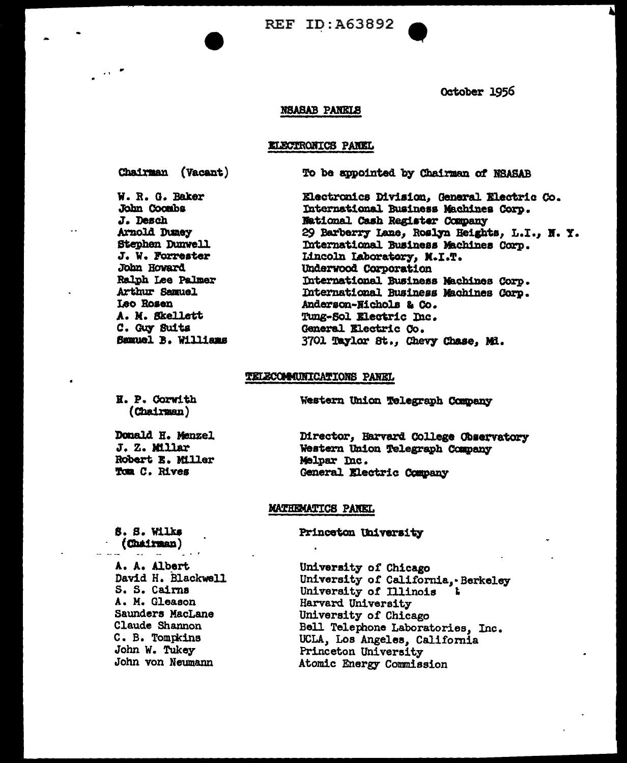REF ID:A63892

October 1956

## NSASAB PANELS

### ELECTRONICS PANEL

| | |
|---|---|
| Chairman (Vacant) | To be appointed by Chairman of NSASAB |
| W. R. G. Baker | Electronics Division, General Electric Co. |
| John Coombs | International Business Machines Corp. |
| J. Desch | National Cash Register Company |
| Arnold Dumey | 29 Barberry Lane, Roslyn Heights, L.I., N. Y. |
| Stephen Dunwell | International Business Machines Corp. |
| J. W. Forrester | Lincoln Laboratory, M.I.T. |
| John Howard | Underwood Corporation |
| Ralph Lee Palmer | International Business Machines Corp. |
| Arthur Samuel | International Business Machines Corp. |
| Leo Rosen | Anderson-Nichols & Co. |
| A. M. Skellett | Tung-Sol Electric Inc. |
| C. Guy Suits | General Electric Co. |
| Samuel B. Williams | 3701 Taylor St., Chevy Chase, Md. |

### TELECOMMUNICATIONS PANEL

| | |
|---|---|
| H. P. Corwith (Chairman) | Western Union Telegraph Company |
| Donald H. Menzel | Director, Harvard College Observatory |
| J. Z. Millar | Western Union Telegraph Company |
| Robert E. Miller | Melpar Inc. |
| Tom C. Rives | General Electric Company |

### MATHEMATICS PANEL

| | |
|---|---|
| S. S. Wilks (Chairman) | Princeton University |
| A. A. Albert | University of Chicago |
| David H. Blackwell | University of California, Berkeley |
| S. S. Cairns | University of Illinois |
| A. M. Gleason | Harvard University |
| Saunders MacLane | University of Chicago |
| Claude Shannon | Bell Telephone Laboratories, Inc. |
| C. B. Tompkins | UCLA, Los Angeles, California |
| John W. Tukey | Princeton University |
| John von Neumann | Atomic Energy Commission |